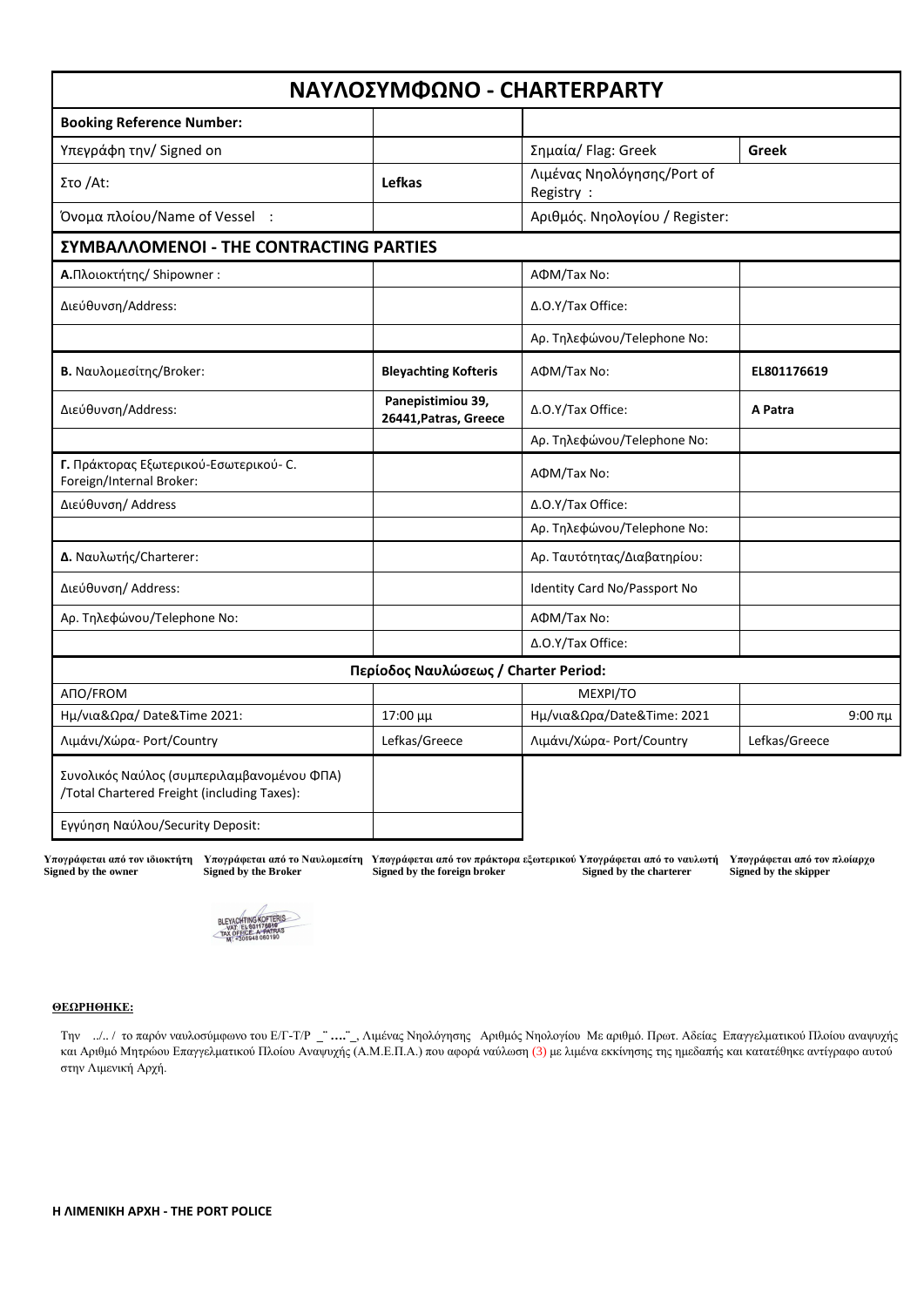# ΝΑΥΛΟΣΥΜΦΩΝΟ - CHARTERPARTY

| | | | |
|---|---|---|---|
| **Booking Reference Number:** | | | |
| Υπεγράφη την/ Signed on | | Σημαία/ Flag: Greek | **Greek** |
| Στο /At: | **Lefkas** | Λιμένας Νηολόγησης/Port of Registry : | |
| Όνομα πλοίου/Name of Vessel : | | Αριθμός. Νηολογίου / Register: | |

## ΣΥΜΒΑΛΛΟΜΕΝΟΙ - THE CONTRACTING PARTIES

| | | | |
|---|---|---|---|
| **Α.**Πλοιοκτήτης/ Shipowner : | | ΑΦΜ/Tax No: | |
| Διεύθυνση/Address: | | Δ.Ο.Υ/Tax Office: | |
| | | Αρ. Τηλεφώνου/Telephone No: | |
| **Β.** Ναυλομεσίτης/Broker: | **Bleyachting Kofteris** | ΑΦΜ/Tax No: | **EL801176619** |
| Διεύθυνση/Address: | **Panepistimiou 39, 26441,Patras, Greece** | Δ.Ο.Υ/Tax Office: | **A Patra** |
| | | Αρ. Τηλεφώνου/Telephone No: | |
| **Γ.** Πράκτορας Εξωτερικού-Εσωτερικού- C. Foreign/Internal Broker: | | ΑΦΜ/Tax No: | |
| Διεύθυνση/ Address | | Δ.Ο.Υ/Tax Office: | |
| | | Αρ. Τηλεφώνου/Telephone No: | |
| **Δ.** Ναυλωτής/Charterer: | | Αρ. Ταυτότητας/Διαβατηρίου: | |
| Διεύθυνση/ Address: | | Identity Card No/Passport No | |
| Αρ. Τηλεφώνου/Telephone No: | | ΑΦΜ/Tax No: | |
| | | Δ.Ο.Υ/Tax Office: | |

| Περίοδος Ναυλώσεως / Charter Period: | | | |
|---|---|---|---|
| ΑΠΟ/FROM | | ΜΕΧΡΙ/TO | |
| Ημ/νια&Ωρα/ Date&Time 2021: | 17:00 μμ | Ημ/νια&Ωρα/Date&Time: 2021 | 9:00 πμ |
| Λιμάνι/Χώρα- Port/Country | Lefkas/Greece | Λιμάνι/Χώρα- Port/Country | Lefkas/Greece |

| | |
|---|---|
| Συνολικός Ναύλος (συμπεριλαμβανομένου ΦΠΑ) /Total Chartered Freight (including Taxes): | |
| Εγγύηση Ναύλου/Security Deposit: | |

| Υπογράφεται από τον ιδιοκτήτη Signed by the owner | Υπογράφεται από το Ναυλομεσίτη Signed by the Broker | Υπογράφεται από τον πράκτορα εξωτερικού Signed by the foreign broker | Υπογράφεται από το ναυλωτή Signed by the charterer | Υπογράφεται από τον πλοίαρχο Signed by the skipper |
|---|---|---|---|---|
| | BLEYACHTING KOFTERIS VAT: EL801176619 TAX OFFICE: A' PATRAS M: +306948 080190 | | | |

**ΘΕΩΡΗΘΗΚΕ:**

Την ../.. / το παρόν ναυλοσύμφωνο του Ε/Γ-Τ/Ρ _¨ ….¨_, Λιμένας Νηολόγησης Αριθμός Νηολογίου Με αριθμό. Πρωτ. Αδείας Επαγγελματικού Πλοίου αναψυχής και Αριθμό Μητρώου Επαγγελματικού Πλοίου Αναψυχής (Α.Μ.Ε.Π.Α.) που αφορά ναύλωση (3) με λιμένα εκκίνησης της ημεδαπής και κατατέθηκε αντίγραφο αυτού στην Λιμενική Αρχή.

**Η ΛΙΜΕΝΙΚΗ ΑΡΧΗ - THE PORT POLICE**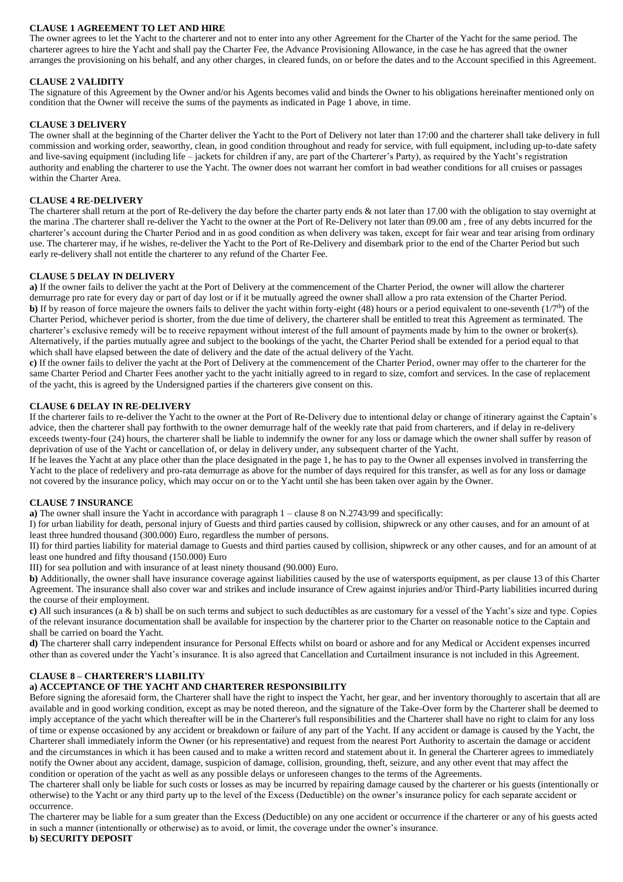### CLAUSE 1 AGREEMENT TO LET AND HIRE

The owner agrees to let the Yacht to the charterer and not to enter into any other Agreement for the Charter of the Yacht for the same period. The charterer agrees to hire the Yacht and shall pay the Charter Fee, the Advance Provisioning Allowance, in the case he has agreed that the owner arranges the provisioning on his behalf, and any other charges, in cleared funds, on or before the dates and to the Account specified in this Agreement.

### CLAUSE 2 VALIDITY

The signature of this Agreement by the Owner and/or his Agents becomes valid and binds the Owner to his obligations hereinafter mentioned only on condition that the Owner will receive the sums of the payments as indicated in Page 1 above, in time.

### CLAUSE 3 DELIVERY

The owner shall at the beginning of the Charter deliver the Yacht to the Port of Delivery not later than 17:00 and the charterer shall take delivery in full commission and working order, seaworthy, clean, in good condition throughout and ready for service, with full equipment, including up-to-date safety and live-saving equipment (including life – jackets for children if any, are part of the Charterer's Party), as required by the Yacht's registration authority and enabling the charterer to use the Yacht. The owner does not warrant her comfort in bad weather conditions for all cruises or passages within the Charter Area.

### CLAUSE 4 RE-DELIVERY

The charterer shall return at the port of Re-delivery the day before the charter party ends & not later than 17.00 with the obligation to stay overnight at the marina .The charterer shall re-deliver the Yacht to the owner at the Port of Re-Delivery not later than 09.00 am , free of any debts incurred for the charterer's account during the Charter Period and in as good condition as when delivery was taken, except for fair wear and tear arising from ordinary use. The charterer may, if he wishes, re-deliver the Yacht to the Port of Re-Delivery and disembark prior to the end of the Charter Period but such early re-delivery shall not entitle the charterer to any refund of the Charter Fee.

### CLAUSE 5 DELAY IN DELIVERY

**a)** If the owner fails to deliver the yacht at the Port of Delivery at the commencement of the Charter Period, the owner will allow the charterer demurrage pro rate for every day or part of day lost or if it be mutually agreed the owner shall allow a pro rata extension of the Charter Period.
**b)** If by reason of force majeure the owners fails to deliver the yacht within forty-eight (48) hours or a period equivalent to one-seventh (1/7$^{th}$) of the Charter Period, whichever period is shorter, from the due time of delivery, the charterer shall be entitled to treat this Agreement as terminated. The charterer's exclusive remedy will be to receive repayment without interest of the full amount of payments made by him to the owner or broker(s). Alternatively, if the parties mutually agree and subject to the bookings of the yacht, the Charter Period shall be extended for a period equal to that which shall have elapsed between the date of delivery and the date of the actual delivery of the Yacht.
**c)** If the owner fails to deliver the yacht at the Port of Delivery at the commencement of the Charter Period, owner may offer to the charterer for the same Charter Period and Charter Fees another yacht to the yacht initially agreed to in regard to size, comfort and services. In the case of replacement of the yacht, this is agreed by the Undersigned parties if the charterers give consent on this.

### CLAUSE 6 DELAY IN RE-DELIVERY

If the charterer fails to re-deliver the Yacht to the owner at the Port of Re-Delivery due to intentional delay or change of itinerary against the Captain's advice, then the charterer shall pay forthwith to the owner demurrage half of the weekly rate that paid from charterers, and if delay in re-delivery exceeds twenty-four (24) hours, the charterer shall be liable to indemnify the owner for any loss or damage which the owner shall suffer by reason of deprivation of use of the Yacht or cancellation of, or delay in delivery under, any subsequent charter of the Yacht.
If he leaves the Yacht at any place other than the place designated in the page 1, he has to pay to the Owner all expenses involved in transferring the Yacht to the place of redelivery and pro-rata demurrage as above for the number of days required for this transfer, as well as for any loss or damage not covered by the insurance policy, which may occur on or to the Yacht until she has been taken over again by the Owner.

### CLAUSE 7 INSURANCE

**a)** The owner shall insure the Yacht in accordance with paragraph 1 – clause 8 on N.2743/99 and specifically:
I) for urban liability for death, personal injury of Guests and third parties caused by collision, shipwreck or any other causes, and for an amount of at least three hundred thousand (300.000) Euro, regardless the number of persons.
II) for third parties liability for material damage to Guests and third parties caused by collision, shipwreck or any other causes, and for an amount of at least one hundred and fifty thousand (150.000) Euro
III) for sea pollution and with insurance of at least ninety thousand (90.000) Euro.
**b)** Additionally, the owner shall have insurance coverage against liabilities caused by the use of watersports equipment, as per clause 13 of this Charter Agreement. The insurance shall also cover war and strikes and include insurance of Crew against injuries and/or Third-Party liabilities incurred during the course of their employment.
**c)** All such insurances (a & b) shall be on such terms and subject to such deductibles as are customary for a vessel of the Yacht's size and type. Copies of the relevant insurance documentation shall be available for inspection by the charterer prior to the Charter on reasonable notice to the Captain and shall be carried on board the Yacht.
**d)** The charterer shall carry independent insurance for Personal Effects whilst on board or ashore and for any Medical or Accident expenses incurred other than as covered under the Yacht's insurance. It is also agreed that Cancellation and Curtailment insurance is not included in this Agreement.

### CLAUSE 8 – CHARTERER'S LIABILITY

**a) ACCEPTANCE OF THE YACHT AND CHARTERER RESPONSIBILITY**

Before signing the aforesaid form, the Charterer shall have the right to inspect the Yacht, her gear, and her inventory thoroughly to ascertain that all are available and in good working condition, except as may be noted thereon, and the signature of the Take-Over form by the Charterer shall be deemed to imply acceptance of the yacht which thereafter will be in the Charterer's full responsibilities and the Charterer shall have no right to claim for any loss of time or expense occasioned by any accident or breakdown or failure of any part of the Yacht. If any accident or damage is caused by the Yacht, the Charterer shall immediately inform the Owner (or his representative) and request from the nearest Port Authority to ascertain the damage or accident and the circumstances in which it has been caused and to make a written record and statement about it. In general the Charterer agrees to immediately notify the Owner about any accident, damage, suspicion of damage, collision, grounding, theft, seizure, and any other event that may affect the condition or operation of the yacht as well as any possible delays or unforeseen changes to the terms of the Agreements.
The charterer shall only be liable for such costs or losses as may be incurred by repairing damage caused by the charterer or his guests (intentionally or otherwise) to the Yacht or any third party up to the level of the Excess (Deductible) on the owner's insurance policy for each separate accident or occurrence.
The charterer may be liable for a sum greater than the Excess (Deductible) on any one accident or occurrence if the charterer or any of his guests acted in such a manner (intentionally or otherwise) as to avoid, or limit, the coverage under the owner's insurance.

**b) SECURITY DEPOSIT**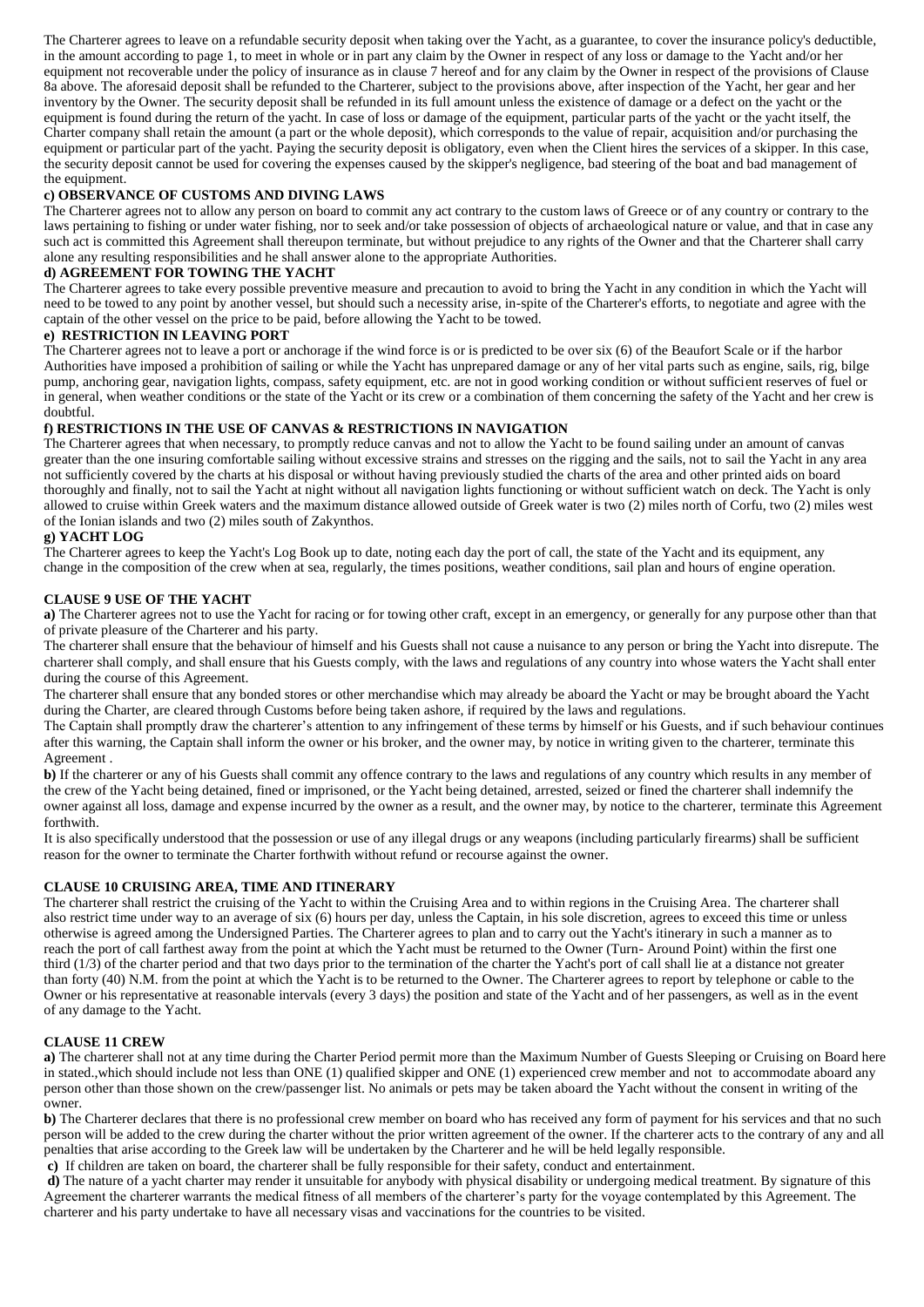The Charterer agrees to leave on a refundable security deposit when taking over the Yacht, as a guarantee, to cover the insurance policy's deductible, in the amount according to page 1, to meet in whole or in part any claim by the Owner in respect of any loss or damage to the Yacht and/or her equipment not recoverable under the policy of insurance as in clause 7 hereof and for any claim by the Owner in respect of the provisions of Clause 8a above. The aforesaid deposit shall be refunded to the Charterer, subject to the provisions above, after inspection of the Yacht, her gear and her inventory by the Owner. The security deposit shall be refunded in its full amount unless the existence of damage or a defect on the yacht or the equipment is found during the return of the yacht. In case of loss or damage of the equipment, particular parts of the yacht or the yacht itself, the Charter company shall retain the amount (a part or the whole deposit), which corresponds to the value of repair, acquisition and/or purchasing the equipment or particular part of the yacht. Paying the security deposit is obligatory, even when the Client hires the services of a skipper. In this case, the security deposit cannot be used for covering the expenses caused by the skipper's negligence, bad steering of the boat and bad management of the equipment.

**c) OBSERVANCE OF CUSTOMS AND DIVING LAWS**

The Charterer agrees not to allow any person on board to commit any act contrary to the custom laws of Greece or of any country or contrary to the laws pertaining to fishing or under water fishing, nor to seek and/or take possession of objects of archaeological nature or value, and that in case any such act is committed this Agreement shall thereupon terminate, but without prejudice to any rights of the Owner and that the Charterer shall carry alone any resulting responsibilities and he shall answer alone to the appropriate Authorities.

**d) AGREEMENT FOR TOWING THE YACHT**

The Charterer agrees to take every possible preventive measure and precaution to avoid to bring the Yacht in any condition in which the Yacht will need to be towed to any point by another vessel, but should such a necessity arise, in-spite of the Charterer's efforts, to negotiate and agree with the captain of the other vessel on the price to be paid, before allowing the Yacht to be towed.

**e) RESTRICTION IN LEAVING PORT**

The Charterer agrees not to leave a port or anchorage if the wind force is or is predicted to be over six (6) of the Beaufort Scale or if the harbor Authorities have imposed a prohibition of sailing or while the Yacht has unprepared damage or any of her vital parts such as engine, sails, rig, bilge pump, anchoring gear, navigation lights, compass, safety equipment, etc. are not in good working condition or without sufficient reserves of fuel or in general, when weather conditions or the state of the Yacht or its crew or a combination of them concerning the safety of the Yacht and her crew is doubtful.

**f) RESTRICTIONS IN THE USE OF CANVAS & RESTRICTIONS IN NAVIGATION**

The Charterer agrees that when necessary, to promptly reduce canvas and not to allow the Yacht to be found sailing under an amount of canvas greater than the one insuring comfortable sailing without excessive strains and stresses on the rigging and the sails, not to sail the Yacht in any area not sufficiently covered by the charts at his disposal or without having previously studied the charts of the area and other printed aids on board thoroughly and finally, not to sail the Yacht at night without all navigation lights functioning or without sufficient watch on deck. The Yacht is only allowed to cruise within Greek waters and the maximum distance allowed outside of Greek water is two (2) miles north of Corfu, two (2) miles west of the Ionian islands and two (2) miles south of Zakynthos.

**g) YACHT LOG**

The Charterer agrees to keep the Yacht's Log Book up to date, noting each day the port of call, the state of the Yacht and its equipment, any change in the composition of the crew when at sea, regularly, the times positions, weather conditions, sail plan and hours of engine operation.

**CLAUSE 9 USE OF THE YACHT**

**a)** The Charterer agrees not to use the Yacht for racing or for towing other craft, except in an emergency, or generally for any purpose other than that of private pleasure of the Charterer and his party.

The charterer shall ensure that the behaviour of himself and his Guests shall not cause a nuisance to any person or bring the Yacht into disrepute. The charterer shall comply, and shall ensure that his Guests comply, with the laws and regulations of any country into whose waters the Yacht shall enter during the course of this Agreement.

The charterer shall ensure that any bonded stores or other merchandise which may already be aboard the Yacht or may be brought aboard the Yacht during the Charter, are cleared through Customs before being taken ashore, if required by the laws and regulations.

The Captain shall promptly draw the charterer's attention to any infringement of these terms by himself or his Guests, and if such behaviour continues after this warning, the Captain shall inform the owner or his broker, and the owner may, by notice in writing given to the charterer, terminate this Agreement .

**b)** If the charterer or any of his Guests shall commit any offence contrary to the laws and regulations of any country which results in any member of the crew of the Yacht being detained, fined or imprisoned, or the Yacht being detained, arrested, seized or fined the charterer shall indemnify the owner against all loss, damage and expense incurred by the owner as a result, and the owner may, by notice to the charterer, terminate this Agreement forthwith.

It is also specifically understood that the possession or use of any illegal drugs or any weapons (including particularly firearms) shall be sufficient reason for the owner to terminate the Charter forthwith without refund or recourse against the owner.

**CLAUSE 10 CRUISING AREA, TIME AND ITINERARY**

The charterer shall restrict the cruising of the Yacht to within the Cruising Area and to within regions in the Cruising Area. The charterer shall also restrict time under way to an average of six (6) hours per day, unless the Captain, in his sole discretion, agrees to exceed this time or unless otherwise is agreed among the Undersigned Parties. The Charterer agrees to plan and to carry out the Yacht's itinerary in such a manner as to reach the port of call farthest away from the point at which the Yacht must be returned to the Owner (Turn- Around Point) within the first one third (1/3) of the charter period and that two days prior to the termination of the charter the Yacht's port of call shall lie at a distance not greater than forty (40) N.M. from the point at which the Yacht is to be returned to the Owner. The Charterer agrees to report by telephone or cable to the Owner or his representative at reasonable intervals (every 3 days) the position and state of the Yacht and of her passengers, as well as in the event of any damage to the Yacht.

**CLAUSE 11 CREW**

**a)** The charterer shall not at any time during the Charter Period permit more than the Maximum Number of Guests Sleeping or Cruising on Board here in stated.,which should include not less than ONE (1) qualified skipper and ONE (1) experienced crew member and not to accommodate aboard any person other than those shown on the crew/passenger list. No animals or pets may be taken aboard the Yacht without the consent in writing of the owner.

**b)** The Charterer declares that there is no professional crew member on board who has received any form of payment for his services and that no such person will be added to the crew during the charter without the prior written agreement of the owner. If the charterer acts to the contrary of any and all penalties that arise according to the Greek law will be undertaken by the Charterer and he will be held legally responsible.

**c)** If children are taken on board, the charterer shall be fully responsible for their safety, conduct and entertainment.

**d)** The nature of a yacht charter may render it unsuitable for anybody with physical disability or undergoing medical treatment. By signature of this Agreement the charterer warrants the medical fitness of all members of the charterer's party for the voyage contemplated by this Agreement. The charterer and his party undertake to have all necessary visas and vaccinations for the countries to be visited.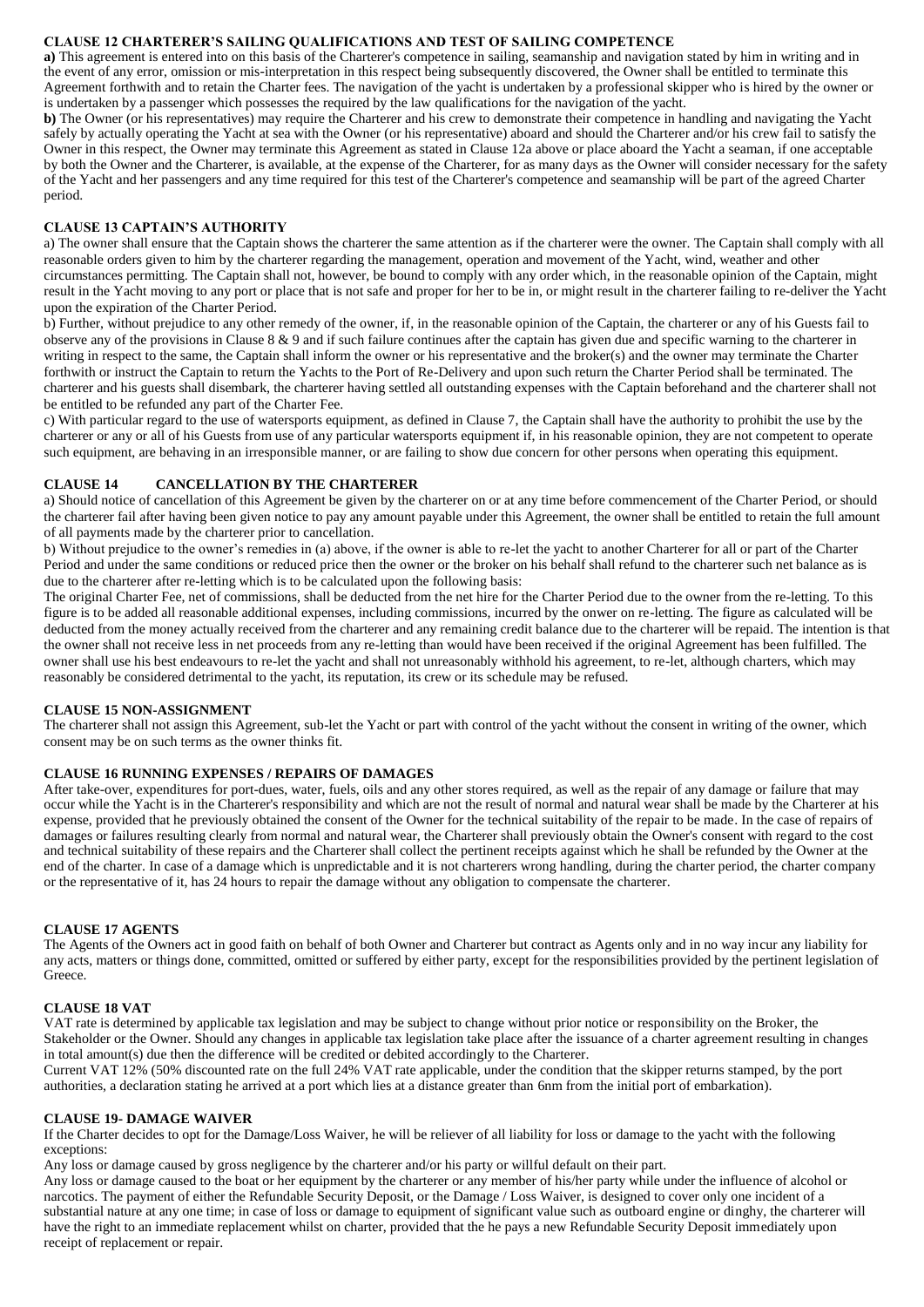### CLAUSE 12 CHARTERER'S SAILING QUALIFICATIONS AND TEST OF SAILING COMPETENCE

**a)** This agreement is entered into on this basis of the Charterer's competence in sailing, seamanship and navigation stated by him in writing and in the event of any error, omission or mis-interpretation in this respect being subsequently discovered, the Owner shall be entitled to terminate this Agreement forthwith and to retain the Charter fees. The navigation of the yacht is undertaken by a professional skipper who is hired by the owner or is undertaken by a passenger which possesses the required by the law qualifications for the navigation of the yacht.

**b)** The Owner (or his representatives) may require the Charterer and his crew to demonstrate their competence in handling and navigating the Yacht safely by actually operating the Yacht at sea with the Owner (or his representative) aboard and should the Charterer and/or his crew fail to satisfy the Owner in this respect, the Owner may terminate this Agreement as stated in Clause 12a above or place aboard the Yacht a seaman, if one acceptable by both the Owner and the Charterer, is available, at the expense of the Charterer, for as many days as the Owner will consider necessary for the safety of the Yacht and her passengers and any time required for this test of the Charterer's competence and seamanship will be part of the agreed Charter period.

### CLAUSE 13 CAPTAIN'S AUTHORITY

a) The owner shall ensure that the Captain shows the charterer the same attention as if the charterer were the owner. The Captain shall comply with all reasonable orders given to him by the charterer regarding the management, operation and movement of the Yacht, wind, weather and other circumstances permitting. The Captain shall not, however, be bound to comply with any order which, in the reasonable opinion of the Captain, might result in the Yacht moving to any port or place that is not safe and proper for her to be in, or might result in the charterer failing to re-deliver the Yacht upon the expiration of the Charter Period.

b) Further, without prejudice to any other remedy of the owner, if, in the reasonable opinion of the Captain, the charterer or any of his Guests fail to observe any of the provisions in Clause 8 & 9 and if such failure continues after the captain has given due and specific warning to the charterer in writing in respect to the same, the Captain shall inform the owner or his representative and the broker(s) and the owner may terminate the Charter forthwith or instruct the Captain to return the Yachts to the Port of Re-Delivery and upon such return the Charter Period shall be terminated. The charterer and his guests shall disembark, the charterer having settled all outstanding expenses with the Captain beforehand and the charterer shall not be entitled to be refunded any part of the Charter Fee.

c) With particular regard to the use of watersports equipment, as defined in Clause 7, the Captain shall have the authority to prohibit the use by the charterer or any or all of his Guests from use of any particular watersports equipment if, in his reasonable opinion, they are not competent to operate such equipment, are behaving in an irresponsible manner, or are failing to show due concern for other persons when operating this equipment.

### CLAUSE 14 CANCELLATION BY THE CHARTERER

a) Should notice of cancellation of this Agreement be given by the charterer on or at any time before commencement of the Charter Period, or should the charterer fail after having been given notice to pay any amount payable under this Agreement, the owner shall be entitled to retain the full amount of all payments made by the charterer prior to cancellation.

b) Without prejudice to the owner's remedies in (a) above, if the owner is able to re-let the yacht to another Charterer for all or part of the Charter Period and under the same conditions or reduced price then the owner or the broker on his behalf shall refund to the charterer such net balance as is due to the charterer after re-letting which is to be calculated upon the following basis:

The original Charter Fee, net of commissions, shall be deducted from the net hire for the Charter Period due to the owner from the re-letting. To this figure is to be added all reasonable additional expenses, including commissions, incurred by the onwer on re-letting. The figure as calculated will be deducted from the money actually received from the charterer and any remaining credit balance due to the charterer will be repaid. The intention is that the owner shall not receive less in net proceeds from any re-letting than would have been received if the original Agreement has been fulfilled. The owner shall use his best endeavours to re-let the yacht and shall not unreasonably withhold his agreement, to re-let, although charters, which may reasonably be considered detrimental to the yacht, its reputation, its crew or its schedule may be refused.

### CLAUSE 15 NON-ASSIGNMENT

The charterer shall not assign this Agreement, sub-let the Yacht or part with control of the yacht without the consent in writing of the owner, which consent may be on such terms as the owner thinks fit.

### CLAUSE 16 RUNNING EXPENSES / REPAIRS OF DAMAGES

After take-over, expenditures for port-dues, water, fuels, oils and any other stores required, as well as the repair of any damage or failure that may occur while the Yacht is in the Charterer's responsibility and which are not the result of normal and natural wear shall be made by the Charterer at his expense, provided that he previously obtained the consent of the Owner for the technical suitability of the repair to be made. In the case of repairs of damages or failures resulting clearly from normal and natural wear, the Charterer shall previously obtain the Owner's consent with regard to the cost and technical suitability of these repairs and the Charterer shall collect the pertinent receipts against which he shall be refunded by the Owner at the end of the charter. In case of a damage which is unpredictable and it is not charterers wrong handling, during the charter period, the charter company or the representative of it, has 24 hours to repair the damage without any obligation to compensate the charterer.

### CLAUSE 17 AGENTS

The Agents of the Owners act in good faith on behalf of both Owner and Charterer but contract as Agents only and in no way incur any liability for any acts, matters or things done, committed, omitted or suffered by either party, except for the responsibilities provided by the pertinent legislation of Greece.

### CLAUSE 18 VAT

VAT rate is determined by applicable tax legislation and may be subject to change without prior notice or responsibility on the Broker, the Stakeholder or the Owner. Should any changes in applicable tax legislation take place after the issuance of a charter agreement resulting in changes in total amount(s) due then the difference will be credited or debited accordingly to the Charterer.

Current VAT 12% (50% discounted rate on the full 24% VAT rate applicable, under the condition that the skipper returns stamped, by the port authorities, a declaration stating he arrived at a port which lies at a distance greater than 6nm from the initial port of embarkation).

### CLAUSE 19- DAMAGE WAIVER

If the Charter decides to opt for the Damage/Loss Waiver, he will be reliever of all liability for loss or damage to the yacht with the following exceptions:

Any loss or damage caused by gross negligence by the charterer and/or his party or willful default on their part.

Any loss or damage caused to the boat or her equipment by the charterer or any member of his/her party while under the influence of alcohol or narcotics. The payment of either the Refundable Security Deposit, or the Damage / Loss Waiver, is designed to cover only one incident of a substantial nature at any one time; in case of loss or damage to equipment of significant value such as outboard engine or dinghy, the charterer will have the right to an immediate replacement whilst on charter, provided that the he pays a new Refundable Security Deposit immediately upon receipt of replacement or repair.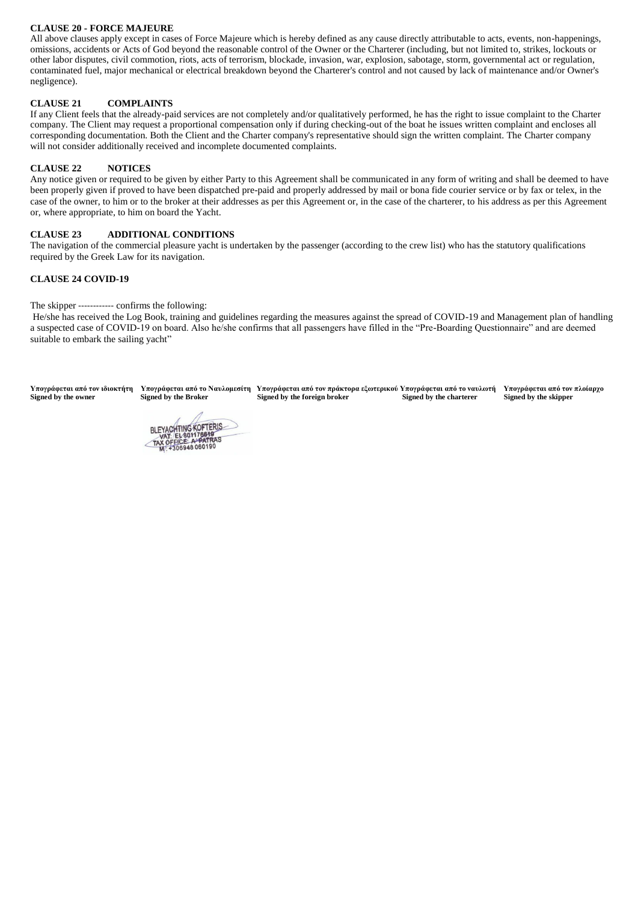**CLAUSE 20 - FORCE MAJEURE**

All above clauses apply except in cases of Force Majeure which is hereby defined as any cause directly attributable to acts, events, non-happenings, omissions, accidents or Acts of God beyond the reasonable control of the Owner or the Charterer (including, but not limited to, strikes, lockouts or other labor disputes, civil commotion, riots, acts of terrorism, blockade, invasion, war, explosion, sabotage, storm, governmental act or regulation, contaminated fuel, major mechanical or electrical breakdown beyond the Charterer's control and not caused by lack of maintenance and/or Owner's negligence).

**CLAUSE 21 COMPLAINTS**

If any Client feels that the already-paid services are not completely and/or qualitatively performed, he has the right to issue complaint to the Charter company. The Client may request a proportional compensation only if during checking-out of the boat he issues written complaint and encloses all corresponding documentation. Both the Client and the Charter company's representative should sign the written complaint. The Charter company will not consider additionally received and incomplete documented complaints.

**CLAUSE 22 NOTICES**

Any notice given or required to be given by either Party to this Agreement shall be communicated in any form of writing and shall be deemed to have been properly given if proved to have been dispatched pre-paid and properly addressed by mail or bona fide courier service or by fax or telex, in the case of the owner, to him or to the broker at their addresses as per this Agreement or, in the case of the charterer, to his address as per this Agreement or, where appropriate, to him on board the Yacht.

**CLAUSE 23 ADDITIONAL CONDITIONS**

The navigation of the commercial pleasure yacht is undertaken by the passenger (according to the crew list) who has the statutory qualifications required by the Greek Law for its navigation.

**CLAUSE 24 COVID-19**

The skipper ----------- confirms the following:

He/she has received the Log Book, training and guidelines regarding the measures against the spread of COVID-19 and Management plan of handling a suspected case of COVID-19 on board. Also he/she confirms that all passengers have filled in the "Pre-Boarding Questionnaire" and are deemed suitable to embark the sailing yacht"

| | | | | |
|---|---|---|---|---|
| **Υπογράφεται από τον ιδιοκτήτη**<br>**Signed by the owner** | **Υπογράφεται από το Ναυλομεσίτη**<br>**Signed by the Broker** | **Υπογράφεται από τον πράκτορα εξωτερικού**<br>**Signed by the foreign broker** | **Υπογράφεται από το ναυλωτή**<br>**Signed by the charterer** | **Υπογράφεται από τον πλοίαρχο**<br>**Signed by the skipper** |
| | BLEYACHTING KOFTERIS<br>VAT: EL 801176619<br>TAX OFFICE: A' PATRAS<br>M: +306948 060190 | | | |